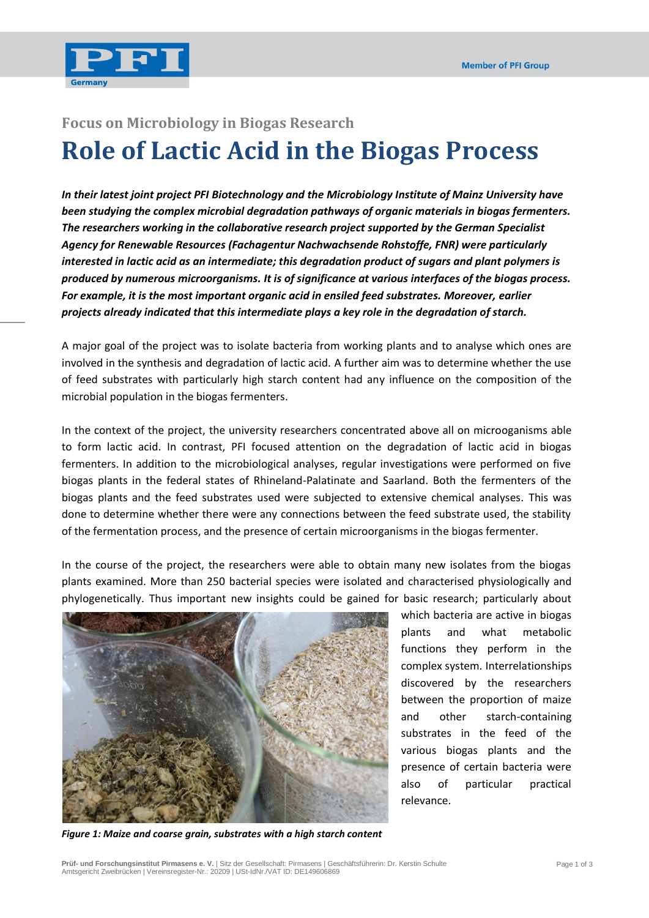Focus on Microbiology in Biogas Research

# Role of Lactic Acid in the Biogas Process

***In their latest joint project PFI Biotechnology and the Microbiology Institute of Mainz University have been studying the complex microbial degradation pathways of organic materials in biogas fermenters. The researchers working in the collaborative research project supported by the German Specialist Agency for Renewable Resources (Fachagentur Nachwachsende Rohstoffe, FNR) were particularly interested in lactic acid as an intermediate; this degradation product of sugars and plant polymers is produced by numerous microorganisms. It is of significance at various interfaces of the biogas process. For example, it is the most important organic acid in ensiled feed substrates. Moreover, earlier projects already indicated that this intermediate plays a key role in the degradation of starch.***

A major goal of the project was to isolate bacteria from working plants and to analyse which ones are involved in the synthesis and degradation of lactic acid. A further aim was to determine whether the use of feed substrates with particularly high starch content had any influence on the composition of the microbial population in the biogas fermenters.

In the context of the project, the university researchers concentrated above all on microoganisms able to form lactic acid. In contrast, PFI focused attention on the degradation of lactic acid in biogas fermenters. In addition to the microbiological analyses, regular investigations were performed on five biogas plants in the federal states of Rhineland-Palatinate and Saarland. Both the fermenters of the biogas plants and the feed substrates used were subjected to extensive chemical analyses. This was done to determine whether there were any connections between the feed substrate used, the stability of the fermentation process, and the presence of certain microorganisms in the biogas fermenter.

In the course of the project, the researchers were able to obtain many new isolates from the biogas plants examined. More than 250 bacterial species were isolated and characterised physiologically and phylogenetically. Thus important new insights could be gained for basic research; particularly about which bacteria are active in biogas plants and what metabolic functions they perform in the complex system. Interrelationships discovered by the researchers between the proportion of maize and other starch-containing substrates in the feed of the various biogas plants and the presence of certain bacteria were also of particular practical relevance.

*Figure 1: Maize and coarse grain, substrates with a high starch content*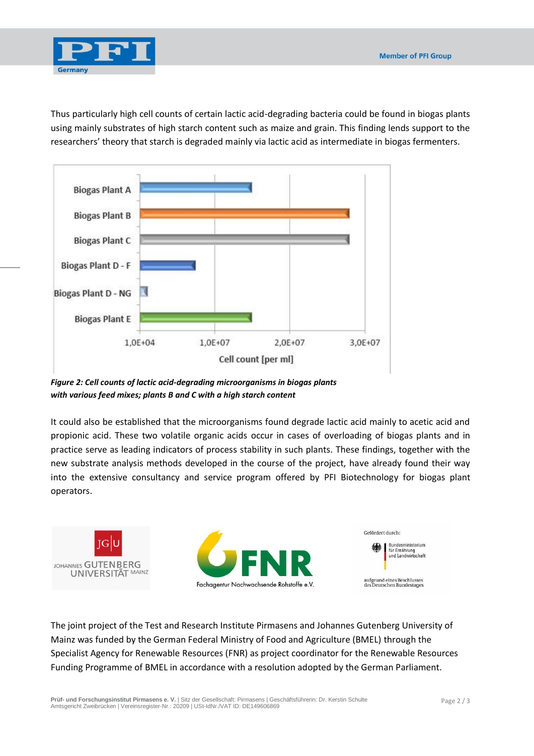Thus particularly high cell counts of certain lactic acid-degrading bacteria could be found in biogas plants using mainly substrates of high starch content such as maize and grain. This finding lends support to the researchers' theory that starch is degraded mainly via lactic acid as intermediate in biogas fermenters.

***Figure 2: Cell counts of lactic acid-degrading microorganisms in biogas plants with various feed mixes; plants B and C with a high starch content***

It could also be established that the microorganisms found degrade lactic acid mainly to acetic acid and propionic acid. These two volatile organic acids occur in cases of overloading of biogas plants and in practice serve as leading indicators of process stability in such plants. These findings, together with the new substrate analysis methods developed in the course of the project, have already found their way into the extensive consultancy and service program offered by PFI Biotechnology for biogas plant operators.

The joint project of the Test and Research Institute Pirmasens and Johannes Gutenberg University of Mainz was funded by the German Federal Ministry of Food and Agriculture (BMEL) through the Specialist Agency for Renewable Resources (FNR) as project coordinator for the Renewable Resources Funding Programme of BMEL in accordance with a resolution adopted by the German Parliament.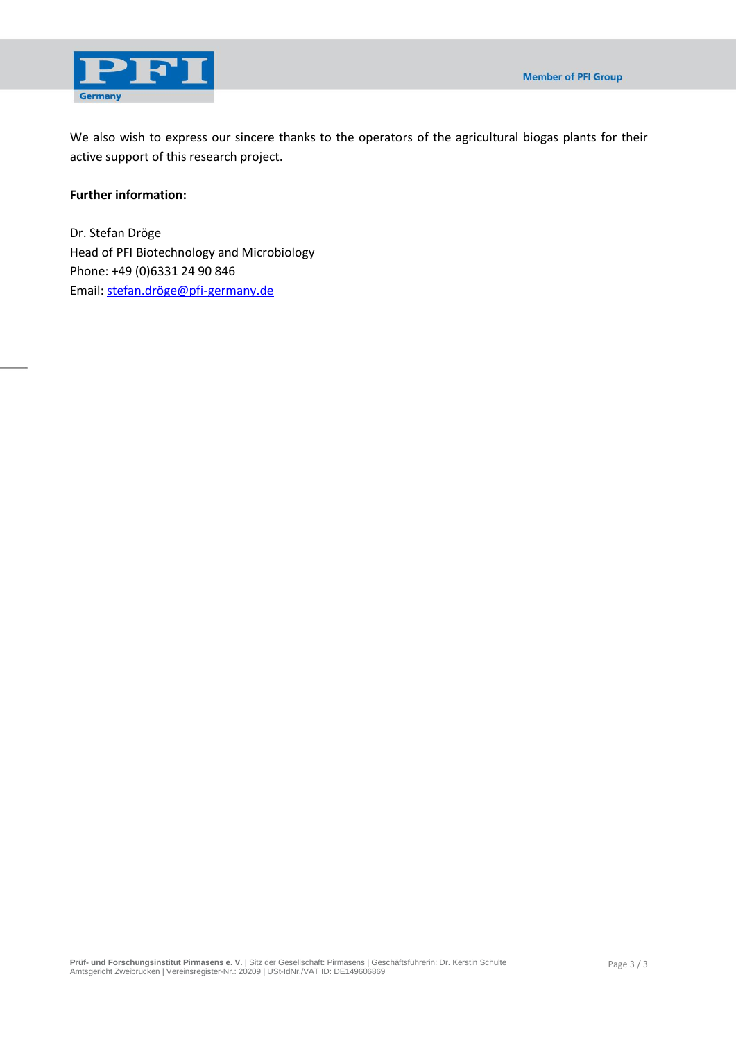We also wish to express our sincere thanks to the operators of the agricultural biogas plants for their active support of this research project.

**Further information:**

Dr. Stefan Dröge
Head of PFI Biotechnology and Microbiology
Phone: +49 (0)6331 24 90 846
Email: stefan.dröge@pfi-germany.de